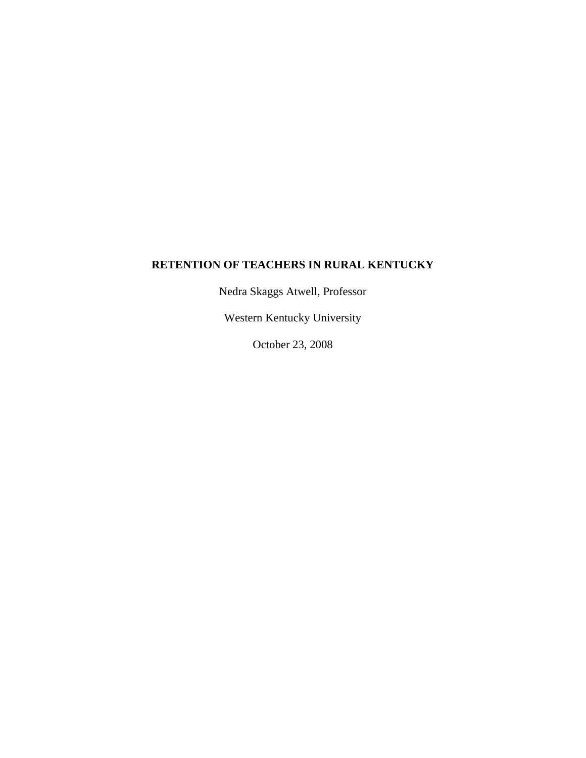# RETENTION OF TEACHERS IN RURAL KENTUCKY

Nedra Skaggs Atwell, Professor

Western Kentucky University

October 23, 2008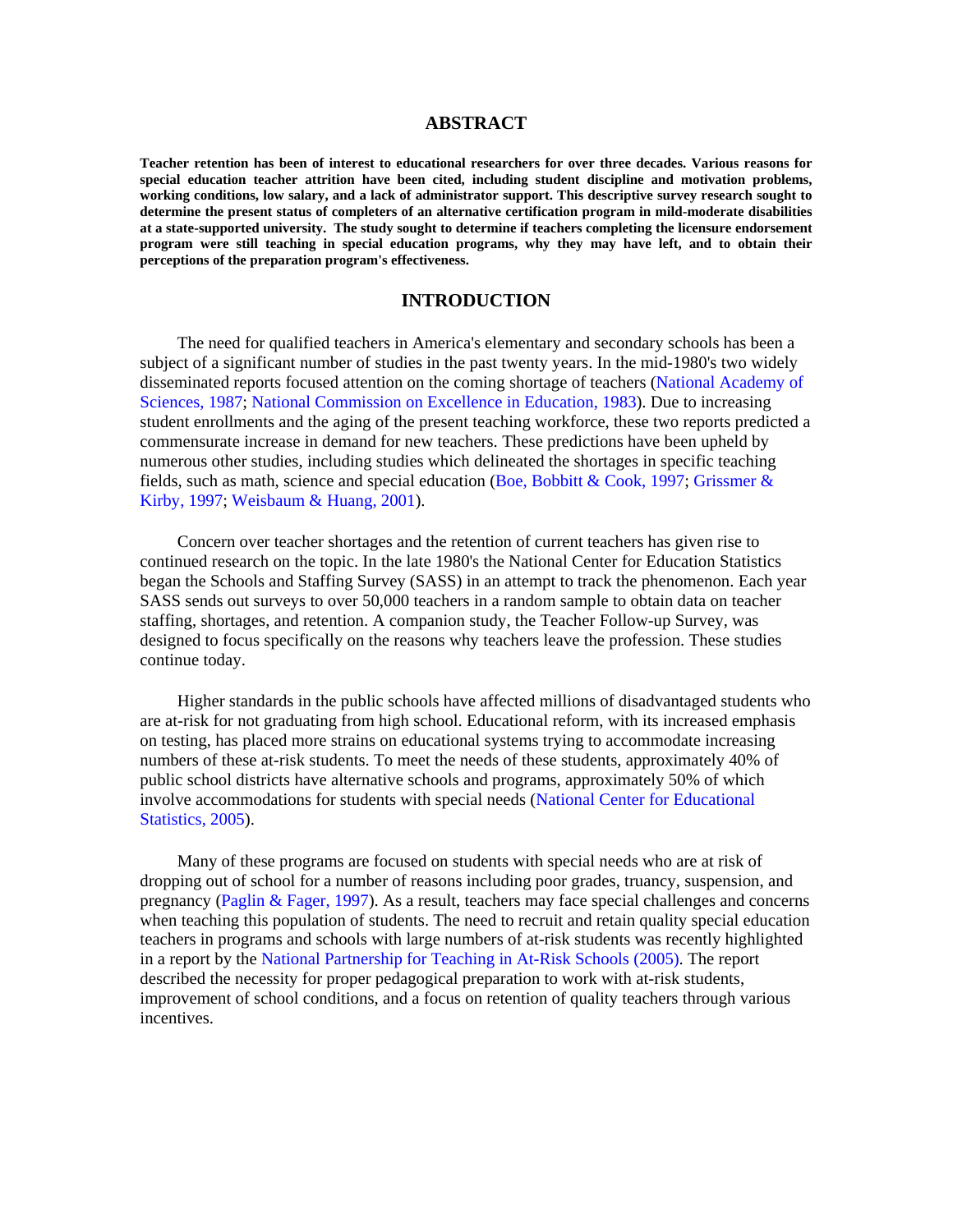## ABSTRACT

**Teacher retention has been of interest to educational researchers for over three decades. Various reasons for special education teacher attrition have been cited, including student discipline and motivation problems, working conditions, low salary, and a lack of administrator support. This descriptive survey research sought to determine the present status of completers of an alternative certification program in mild-moderate disabilities at a state-supported university. The study sought to determine if teachers completing the licensure endorsement program were still teaching in special education programs, why they may have left, and to obtain their perceptions of the preparation program's effectiveness.**

## INTRODUCTION

The need for qualified teachers in America's elementary and secondary schools has been a subject of a significant number of studies in the past twenty years. In the mid-1980's two widely disseminated reports focused attention on the coming shortage of teachers (National Academy of Sciences, 1987; National Commission on Excellence in Education, 1983). Due to increasing student enrollments and the aging of the present teaching workforce, these two reports predicted a commensurate increase in demand for new teachers. These predictions have been upheld by numerous other studies, including studies which delineated the shortages in specific teaching fields, such as math, science and special education (Boe, Bobbitt & Cook, 1997; Grissmer & Kirby, 1997; Weisbaum & Huang, 2001).

Concern over teacher shortages and the retention of current teachers has given rise to continued research on the topic. In the late 1980's the National Center for Education Statistics began the Schools and Staffing Survey (SASS) in an attempt to track the phenomenon. Each year SASS sends out surveys to over 50,000 teachers in a random sample to obtain data on teacher staffing, shortages, and retention. A companion study, the Teacher Follow-up Survey, was designed to focus specifically on the reasons why teachers leave the profession. These studies continue today.

Higher standards in the public schools have affected millions of disadvantaged students who are at-risk for not graduating from high school. Educational reform, with its increased emphasis on testing, has placed more strains on educational systems trying to accommodate increasing numbers of these at-risk students. To meet the needs of these students, approximately 40% of public school districts have alternative schools and programs, approximately 50% of which involve accommodations for students with special needs (National Center for Educational Statistics, 2005).

Many of these programs are focused on students with special needs who are at risk of dropping out of school for a number of reasons including poor grades, truancy, suspension, and pregnancy (Paglin & Fager, 1997). As a result, teachers may face special challenges and concerns when teaching this population of students. The need to recruit and retain quality special education teachers in programs and schools with large numbers of at-risk students was recently highlighted in a report by the National Partnership for Teaching in At-Risk Schools (2005). The report described the necessity for proper pedagogical preparation to work with at-risk students, improvement of school conditions, and a focus on retention of quality teachers through various incentives.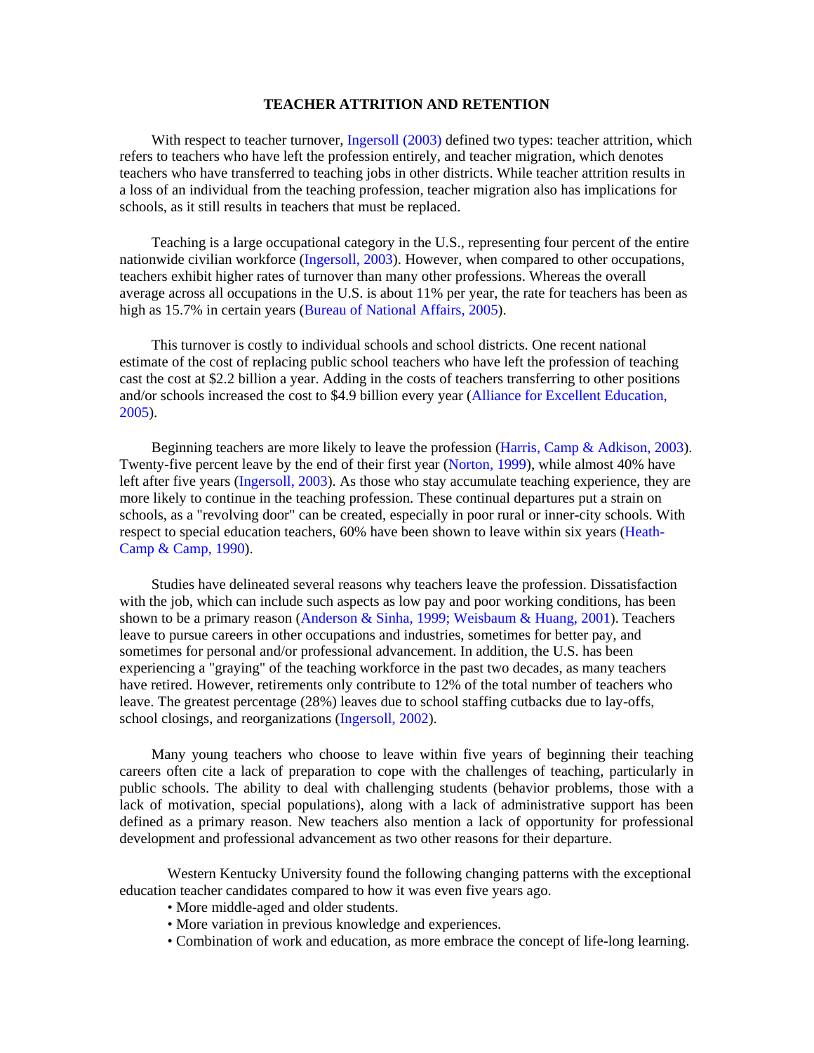## TEACHER ATTRITION AND RETENTION

With respect to teacher turnover, Ingersoll (2003) defined two types: teacher attrition, which refers to teachers who have left the profession entirely, and teacher migration, which denotes teachers who have transferred to teaching jobs in other districts. While teacher attrition results in a loss of an individual from the teaching profession, teacher migration also has implications for schools, as it still results in teachers that must be replaced.

Teaching is a large occupational category in the U.S., representing four percent of the entire nationwide civilian workforce (Ingersoll, 2003). However, when compared to other occupations, teachers exhibit higher rates of turnover than many other professions. Whereas the overall average across all occupations in the U.S. is about 11% per year, the rate for teachers has been as high as 15.7% in certain years (Bureau of National Affairs, 2005).

This turnover is costly to individual schools and school districts. One recent national estimate of the cost of replacing public school teachers who have left the profession of teaching cast the cost at $2.2 billion a year. Adding in the costs of teachers transferring to other positions and/or schools increased the cost to $4.9 billion every year (Alliance for Excellent Education, 2005).

Beginning teachers are more likely to leave the profession (Harris, Camp & Adkison, 2003). Twenty-five percent leave by the end of their first year (Norton, 1999), while almost 40% have left after five years (Ingersoll, 2003). As those who stay accumulate teaching experience, they are more likely to continue in the teaching profession. These continual departures put a strain on schools, as a "revolving door" can be created, especially in poor rural or inner-city schools. With respect to special education teachers, 60% have been shown to leave within six years (Heath-Camp & Camp, 1990).

Studies have delineated several reasons why teachers leave the profession. Dissatisfaction with the job, which can include such aspects as low pay and poor working conditions, has been shown to be a primary reason (Anderson & Sinha, 1999; Weisbaum & Huang, 2001). Teachers leave to pursue careers in other occupations and industries, sometimes for better pay, and sometimes for personal and/or professional advancement. In addition, the U.S. has been experiencing a "graying" of the teaching workforce in the past two decades, as many teachers have retired. However, retirements only contribute to 12% of the total number of teachers who leave. The greatest percentage (28%) leaves due to school staffing cutbacks due to lay-offs, school closings, and reorganizations (Ingersoll, 2002).

Many young teachers who choose to leave within five years of beginning their teaching careers often cite a lack of preparation to cope with the challenges of teaching, particularly in public schools. The ability to deal with challenging students (behavior problems, those with a lack of motivation, special populations), along with a lack of administrative support has been defined as a primary reason. New teachers also mention a lack of opportunity for professional development and professional advancement as two other reasons for their departure.

Western Kentucky University found the following changing patterns with the exceptional education teacher candidates compared to how it was even five years ago.

- More middle-aged and older students.
- More variation in previous knowledge and experiences.
- Combination of work and education, as more embrace the concept of life-long learning.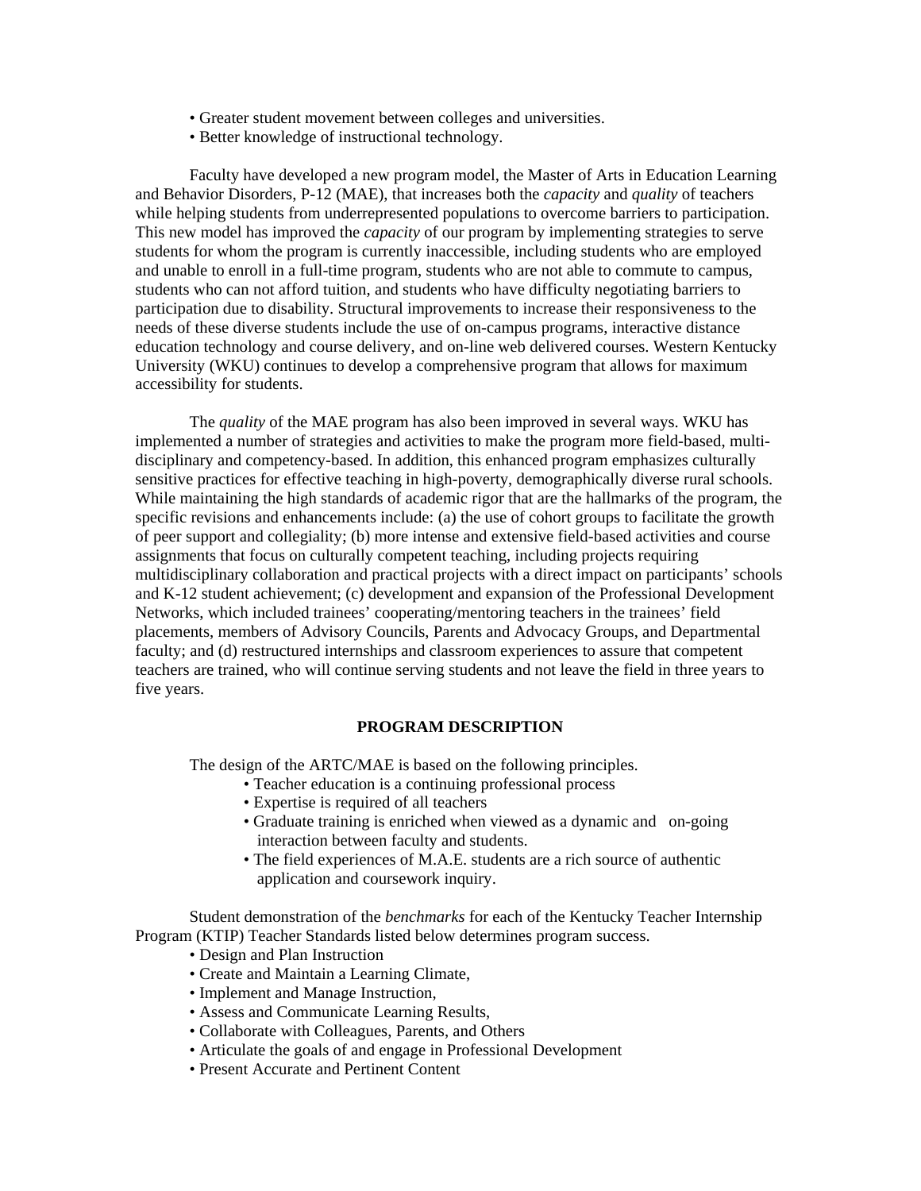- Greater student movement between colleges and universities.
- Better knowledge of instructional technology.

Faculty have developed a new program model, the Master of Arts in Education Learning and Behavior Disorders, P-12 (MAE), that increases both the *capacity* and *quality* of teachers while helping students from underrepresented populations to overcome barriers to participation. This new model has improved the *capacity* of our program by implementing strategies to serve students for whom the program is currently inaccessible, including students who are employed and unable to enroll in a full-time program, students who are not able to commute to campus, students who can not afford tuition, and students who have difficulty negotiating barriers to participation due to disability. Structural improvements to increase their responsiveness to the needs of these diverse students include the use of on-campus programs, interactive distance education technology and course delivery, and on-line web delivered courses. Western Kentucky University (WKU) continues to develop a comprehensive program that allows for maximum accessibility for students.

The *quality* of the MAE program has also been improved in several ways. WKU has implemented a number of strategies and activities to make the program more field-based, multi-disciplinary and competency-based. In addition, this enhanced program emphasizes culturally sensitive practices for effective teaching in high-poverty, demographically diverse rural schools. While maintaining the high standards of academic rigor that are the hallmarks of the program, the specific revisions and enhancements include: (a) the use of cohort groups to facilitate the growth of peer support and collegiality; (b) more intense and extensive field-based activities and course assignments that focus on culturally competent teaching, including projects requiring multidisciplinary collaboration and practical projects with a direct impact on participants' schools and K-12 student achievement; (c) development and expansion of the Professional Development Networks, which included trainees' cooperating/mentoring teachers in the trainees' field placements, members of Advisory Councils, Parents and Advocacy Groups, and Departmental faculty; and (d) restructured internships and classroom experiences to assure that competent teachers are trained, who will continue serving students and not leave the field in three years to five years.

## PROGRAM DESCRIPTION

The design of the ARTC/MAE is based on the following principles.

- Teacher education is a continuing professional process
- Expertise is required of all teachers
- Graduate training is enriched when viewed as a dynamic and on-going interaction between faculty and students.
- The field experiences of M.A.E. students are a rich source of authentic application and coursework inquiry.

Student demonstration of the *benchmarks* for each of the Kentucky Teacher Internship Program (KTIP) Teacher Standards listed below determines program success.

- Design and Plan Instruction
- Create and Maintain a Learning Climate,
- Implement and Manage Instruction,
- Assess and Communicate Learning Results,
- Collaborate with Colleagues, Parents, and Others
- Articulate the goals of and engage in Professional Development
- Present Accurate and Pertinent Content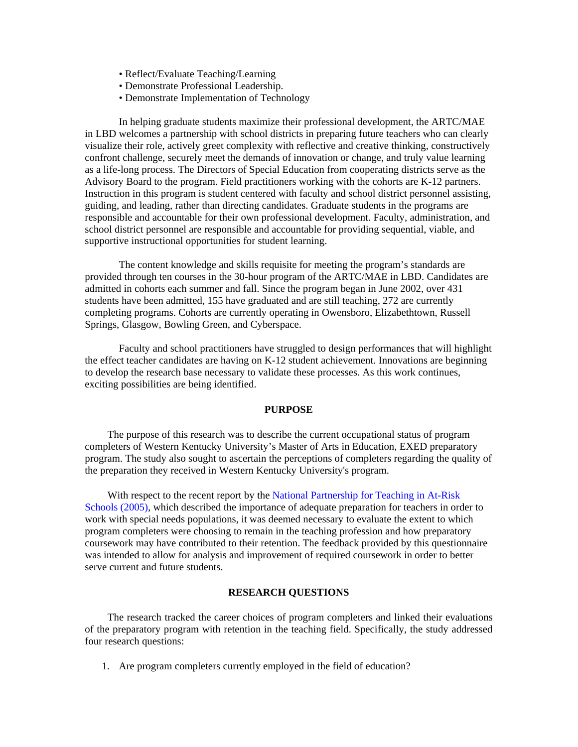- Reflect/Evaluate Teaching/Learning
- Demonstrate Professional Leadership.
- Demonstrate Implementation of Technology

In helping graduate students maximize their professional development, the ARTC/MAE in LBD welcomes a partnership with school districts in preparing future teachers who can clearly visualize their role, actively greet complexity with reflective and creative thinking, constructively confront challenge, securely meet the demands of innovation or change, and truly value learning as a life-long process. The Directors of Special Education from cooperating districts serve as the Advisory Board to the program. Field practitioners working with the cohorts are K-12 partners. Instruction in this program is student centered with faculty and school district personnel assisting, guiding, and leading, rather than directing candidates. Graduate students in the programs are responsible and accountable for their own professional development. Faculty, administration, and school district personnel are responsible and accountable for providing sequential, viable, and supportive instructional opportunities for student learning.

The content knowledge and skills requisite for meeting the program's standards are provided through ten courses in the 30-hour program of the ARTC/MAE in LBD. Candidates are admitted in cohorts each summer and fall. Since the program began in June 2002, over 431 students have been admitted, 155 have graduated and are still teaching, 272 are currently completing programs. Cohorts are currently operating in Owensboro, Elizabethtown, Russell Springs, Glasgow, Bowling Green, and Cyberspace.

Faculty and school practitioners have struggled to design performances that will highlight the effect teacher candidates are having on K-12 student achievement. Innovations are beginning to develop the research base necessary to validate these processes. As this work continues, exciting possibilities are being identified.

## PURPOSE

The purpose of this research was to describe the current occupational status of program completers of Western Kentucky University's Master of Arts in Education, EXED preparatory program. The study also sought to ascertain the perceptions of completers regarding the quality of the preparation they received in Western Kentucky University's program.

With respect to the recent report by the National Partnership for Teaching in At-Risk Schools (2005), which described the importance of adequate preparation for teachers in order to work with special needs populations, it was deemed necessary to evaluate the extent to which program completers were choosing to remain in the teaching profession and how preparatory coursework may have contributed to their retention. The feedback provided by this questionnaire was intended to allow for analysis and improvement of required coursework in order to better serve current and future students.

## RESEARCH QUESTIONS

The research tracked the career choices of program completers and linked their evaluations of the preparatory program with retention in the teaching field. Specifically, the study addressed four research questions:

1. Are program completers currently employed in the field of education?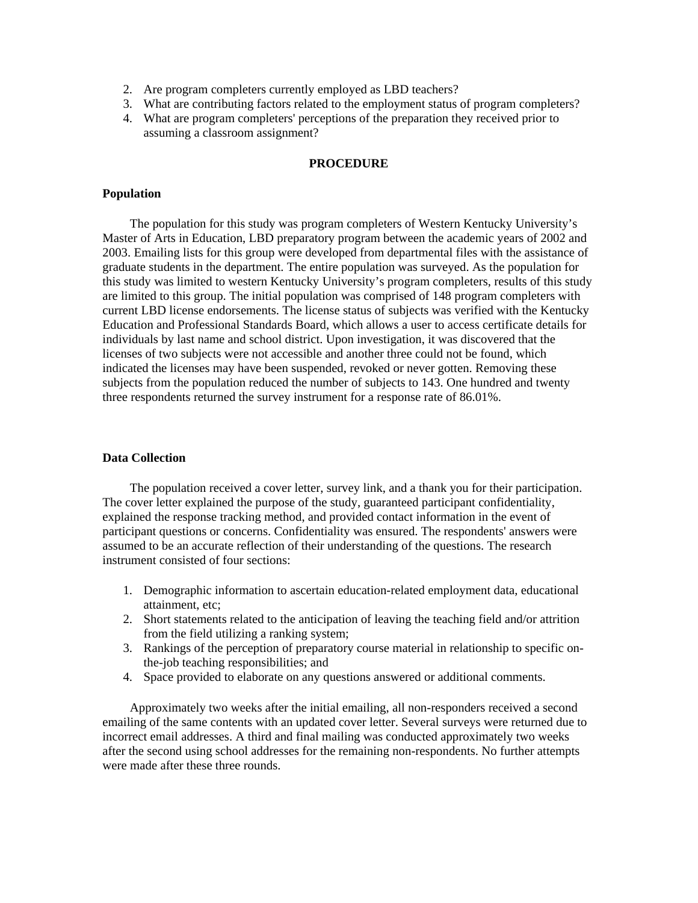2. Are program completers currently employed as LBD teachers?
3. What are contributing factors related to the employment status of program completers?
4. What are program completers' perceptions of the preparation they received prior to assuming a classroom assignment?

## PROCEDURE

### Population

The population for this study was program completers of Western Kentucky University's Master of Arts in Education, LBD preparatory program between the academic years of 2002 and 2003. Emailing lists for this group were developed from departmental files with the assistance of graduate students in the department. The entire population was surveyed. As the population for this study was limited to western Kentucky University's program completers, results of this study are limited to this group. The initial population was comprised of 148 program completers with current LBD license endorsements. The license status of subjects was verified with the Kentucky Education and Professional Standards Board, which allows a user to access certificate details for individuals by last name and school district. Upon investigation, it was discovered that the licenses of two subjects were not accessible and another three could not be found, which indicated the licenses may have been suspended, revoked or never gotten. Removing these subjects from the population reduced the number of subjects to 143. One hundred and twenty three respondents returned the survey instrument for a response rate of 86.01%.

### Data Collection

The population received a cover letter, survey link, and a thank you for their participation. The cover letter explained the purpose of the study, guaranteed participant confidentiality, explained the response tracking method, and provided contact information in the event of participant questions or concerns. Confidentiality was ensured. The respondents' answers were assumed to be an accurate reflection of their understanding of the questions. The research instrument consisted of four sections:

1. Demographic information to ascertain education-related employment data, educational attainment, etc;
2. Short statements related to the anticipation of leaving the teaching field and/or attrition from the field utilizing a ranking system;
3. Rankings of the perception of preparatory course material in relationship to specific on-the-job teaching responsibilities; and
4. Space provided to elaborate on any questions answered or additional comments.

Approximately two weeks after the initial emailing, all non-responders received a second emailing of the same contents with an updated cover letter. Several surveys were returned due to incorrect email addresses. A third and final mailing was conducted approximately two weeks after the second using school addresses for the remaining non-respondents. No further attempts were made after these three rounds.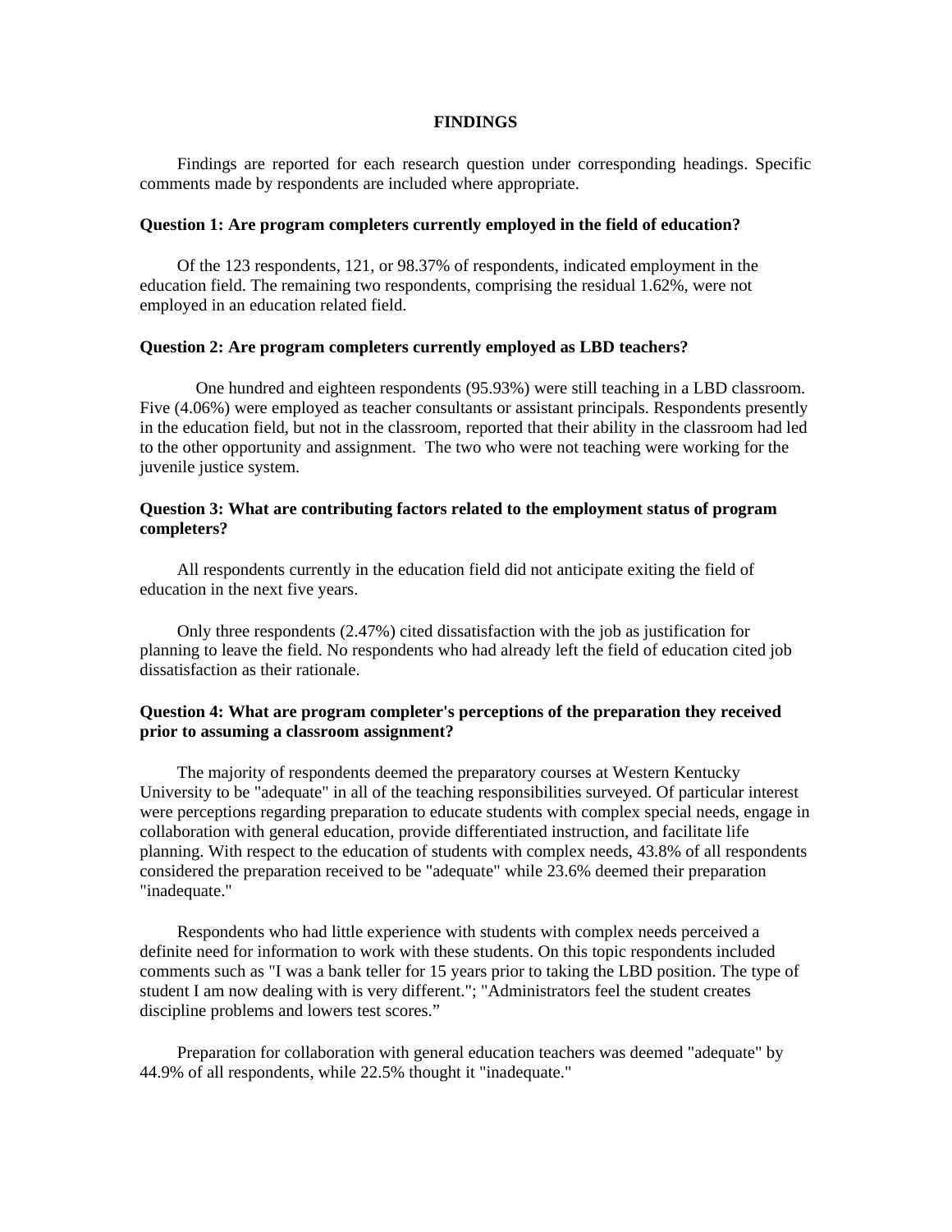## FINDINGS

Findings are reported for each research question under corresponding headings. Specific comments made by respondents are included where appropriate.

### Question 1: Are program completers currently employed in the field of education?

Of the 123 respondents, 121, or 98.37% of respondents, indicated employment in the education field. The remaining two respondents, comprising the residual 1.62%, were not employed in an education related field.

### Question 2: Are program completers currently employed as LBD teachers?

One hundred and eighteen respondents (95.93%) were still teaching in a LBD classroom. Five (4.06%) were employed as teacher consultants or assistant principals. Respondents presently in the education field, but not in the classroom, reported that their ability in the classroom had led to the other opportunity and assignment. The two who were not teaching were working for the juvenile justice system.

### Question 3: What are contributing factors related to the employment status of program completers?

All respondents currently in the education field did not anticipate exiting the field of education in the next five years.

Only three respondents (2.47%) cited dissatisfaction with the job as justification for planning to leave the field. No respondents who had already left the field of education cited job dissatisfaction as their rationale.

### Question 4: What are program completer's perceptions of the preparation they received prior to assuming a classroom assignment?

The majority of respondents deemed the preparatory courses at Western Kentucky University to be "adequate" in all of the teaching responsibilities surveyed. Of particular interest were perceptions regarding preparation to educate students with complex special needs, engage in collaboration with general education, provide differentiated instruction, and facilitate life planning. With respect to the education of students with complex needs, 43.8% of all respondents considered the preparation received to be "adequate" while 23.6% deemed their preparation "inadequate."

Respondents who had little experience with students with complex needs perceived a definite need for information to work with these students. On this topic respondents included comments such as "I was a bank teller for 15 years prior to taking the LBD position. The type of student I am now dealing with is very different."; "Administrators feel the student creates discipline problems and lowers test scores."

Preparation for collaboration with general education teachers was deemed "adequate" by 44.9% of all respondents, while 22.5% thought it "inadequate."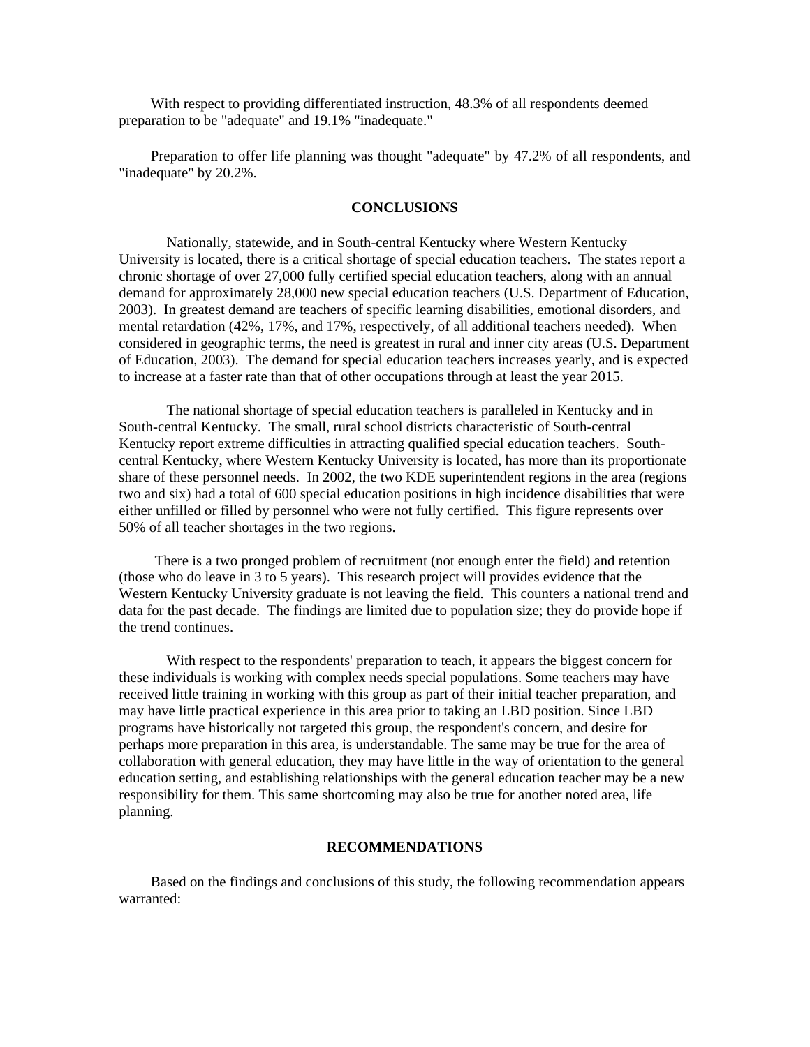With respect to providing differentiated instruction, 48.3% of all respondents deemed preparation to be "adequate" and 19.1% "inadequate."

Preparation to offer life planning was thought "adequate" by 47.2% of all respondents, and "inadequate" by 20.2%.

## CONCLUSIONS

Nationally, statewide, and in South-central Kentucky where Western Kentucky University is located, there is a critical shortage of special education teachers. The states report a chronic shortage of over 27,000 fully certified special education teachers, along with an annual demand for approximately 28,000 new special education teachers (U.S. Department of Education, 2003). In greatest demand are teachers of specific learning disabilities, emotional disorders, and mental retardation (42%, 17%, and 17%, respectively, of all additional teachers needed). When considered in geographic terms, the need is greatest in rural and inner city areas (U.S. Department of Education, 2003). The demand for special education teachers increases yearly, and is expected to increase at a faster rate than that of other occupations through at least the year 2015.

The national shortage of special education teachers is paralleled in Kentucky and in South-central Kentucky. The small, rural school districts characteristic of South-central Kentucky report extreme difficulties in attracting qualified special education teachers. South-central Kentucky, where Western Kentucky University is located, has more than its proportionate share of these personnel needs. In 2002, the two KDE superintendent regions in the area (regions two and six) had a total of 600 special education positions in high incidence disabilities that were either unfilled or filled by personnel who were not fully certified. This figure represents over 50% of all teacher shortages in the two regions.

There is a two pronged problem of recruitment (not enough enter the field) and retention (those who do leave in 3 to 5 years). This research project will provides evidence that the Western Kentucky University graduate is not leaving the field. This counters a national trend and data for the past decade. The findings are limited due to population size; they do provide hope if the trend continues.

With respect to the respondents' preparation to teach, it appears the biggest concern for these individuals is working with complex needs special populations. Some teachers may have received little training in working with this group as part of their initial teacher preparation, and may have little practical experience in this area prior to taking an LBD position. Since LBD programs have historically not targeted this group, the respondent's concern, and desire for perhaps more preparation in this area, is understandable. The same may be true for the area of collaboration with general education, they may have little in the way of orientation to the general education setting, and establishing relationships with the general education teacher may be a new responsibility for them. This same shortcoming may also be true for another noted area, life planning.

## RECOMMENDATIONS

Based on the findings and conclusions of this study, the following recommendation appears warranted: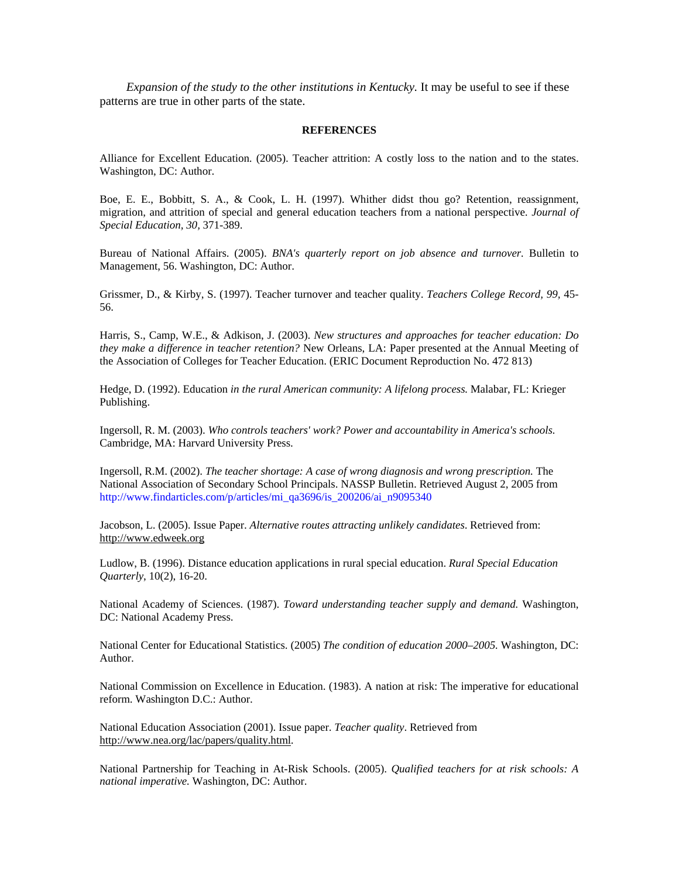*Expansion of the study to the other institutions in Kentucky*. It may be useful to see if these patterns are true in other parts of the state.

## REFERENCES

Alliance for Excellent Education. (2005). Teacher attrition: A costly loss to the nation and to the states. Washington, DC: Author.

Boe, E. E., Bobbitt, S. A., & Cook, L. H. (1997). Whither didst thou go? Retention, reassignment, migration, and attrition of special and general education teachers from a national perspective. *Journal of Special Education, 30,* 371-389.

Bureau of National Affairs. (2005). *BNA's quarterly report on job absence and turnover.* Bulletin to Management, 56. Washington, DC: Author.

Grissmer, D., & Kirby, S. (1997). Teacher turnover and teacher quality. *Teachers College Record, 99,* 45-56.

Harris, S., Camp, W.E., & Adkison, J. (2003). *New structures and approaches for teacher education: Do they make a difference in teacher retention?* New Orleans, LA: Paper presented at the Annual Meeting of the Association of Colleges for Teacher Education. (ERIC Document Reproduction No. 472 813)

Hedge, D. (1992). Education *in the rural American community: A lifelong process.* Malabar, FL: Krieger Publishing.

Ingersoll, R. M. (2003). *Who controls teachers' work? Power and accountability in America's schools.* Cambridge, MA: Harvard University Press.

Ingersoll, R.M. (2002). *The teacher shortage: A case of wrong diagnosis and wrong prescription.* The National Association of Secondary School Principals. NASSP Bulletin. Retrieved August 2, 2005 from http://www.findarticles.com/p/articles/mi_qa3696/is_200206/ai_n9095340

Jacobson, L. (2005). Issue Paper. *Alternative routes attracting unlikely candidates*. Retrieved from: http://www.edweek.org

Ludlow, B. (1996). Distance education applications in rural special education. *Rural Special Education Quarterly*, 10(2), 16-20.

National Academy of Sciences. (1987). *Toward understanding teacher supply and demand.* Washington, DC: National Academy Press.

National Center for Educational Statistics. (2005) *The condition of education 2000–2005.* Washington, DC: Author.

National Commission on Excellence in Education. (1983). A nation at risk: The imperative for educational reform. Washington D.C.: Author.

National Education Association (2001). Issue paper. *Teacher quality*. Retrieved from http://www.nea.org/lac/papers/quality.html.

National Partnership for Teaching in At-Risk Schools. (2005). *Qualified teachers for at risk schools: A national imperative.* Washington, DC: Author.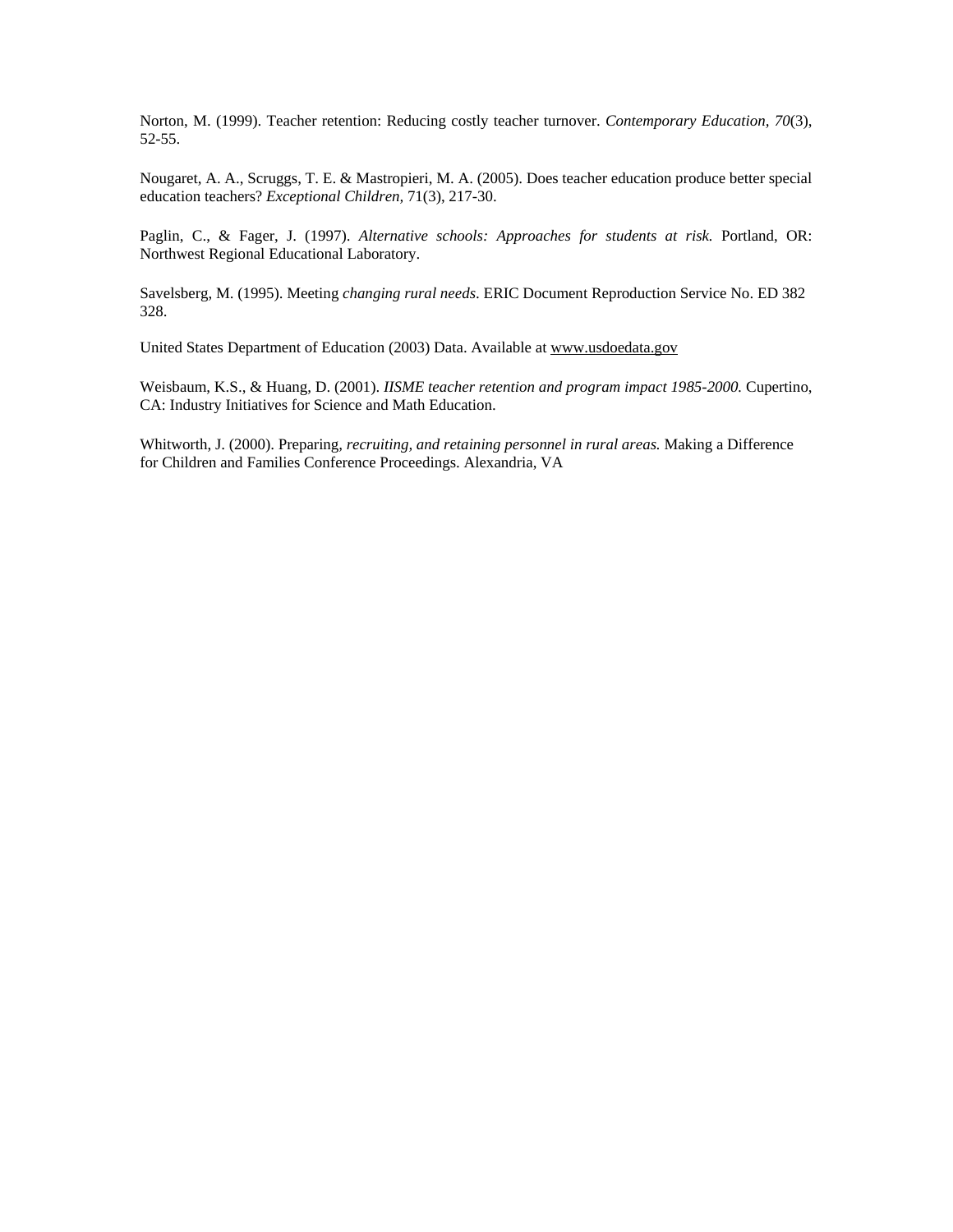Norton, M. (1999). Teacher retention: Reducing costly teacher turnover. *Contemporary Education, 70*(3), 52-55.

Nougaret, A. A., Scruggs, T. E. & Mastropieri, M. A. (2005). Does teacher education produce better special education teachers? *Exceptional Children,* 71(3), 217-30.

Paglin, C., & Fager, J. (1997). *Alternative schools: Approaches for students at risk.* Portland, OR: Northwest Regional Educational Laboratory.

Savelsberg, M. (1995). Meeting *changing rural needs*. ERIC Document Reproduction Service No. ED 382 328.

United States Department of Education (2003) Data. Available at www.usdoedata.gov

Weisbaum, K.S., & Huang, D. (2001). *IISME teacher retention and program impact 1985-2000.* Cupertino, CA: Industry Initiatives for Science and Math Education.

Whitworth, J. (2000). Preparing*, recruiting, and retaining personnel in rural areas.* Making a Difference for Children and Families Conference Proceedings. Alexandria, VA